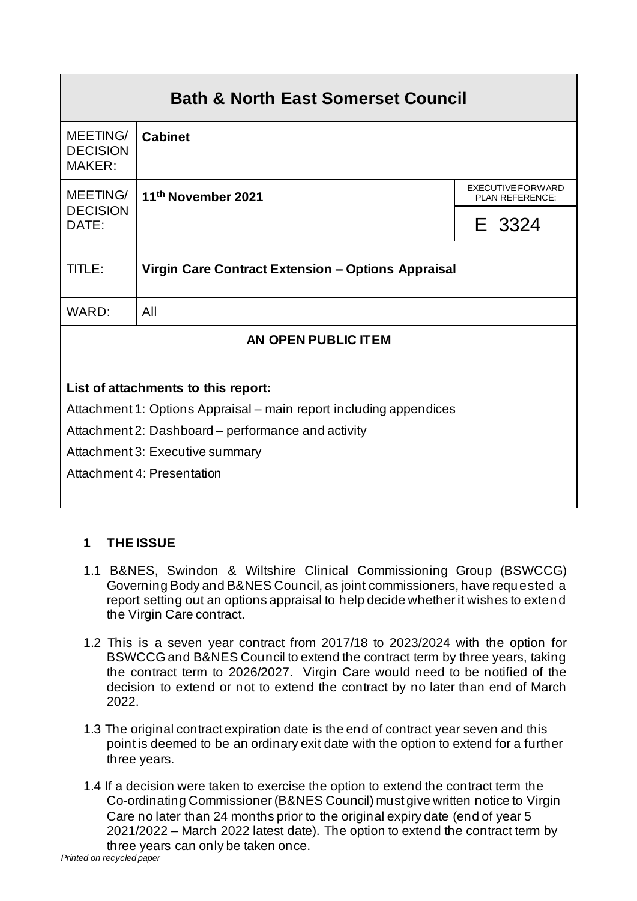| Bath & North East Somerset Council | | |
|---|---|---|
| MEETING/ DECISION MAKER: | **Cabinet** | |
| MEETING/ DECISION DATE: | **11th November 2021** | EXECUTIVE FORWARD PLAN REFERENCE: E 3324 |
| TITLE: | **Virgin Care Contract Extension – Options Appraisal** | |
| WARD: | All | |
| **AN OPEN PUBLIC ITEM** | | |

**List of attachments to this report:**

Attachment 1: Options Appraisal – main report including appendices

Attachment 2: Dashboard – performance and activity

Attachment 3: Executive summary

Attachment 4: Presentation

## 1 THE ISSUE

1.1 B&NES, Swindon & Wiltshire Clinical Commissioning Group (BSWCCG) Governing Body and B&NES Council, as joint commissioners, have requested a report setting out an options appraisal to help decide whether it wishes to extend the Virgin Care contract.

1.2 This is a seven year contract from 2017/18 to 2023/2024 with the option for BSWCCG and B&NES Council to extend the contract term by three years, taking the contract term to 2026/2027. Virgin Care would need to be notified of the decision to extend or not to extend the contract by no later than end of March 2022.

1.3 The original contract expiration date is the end of contract year seven and this point is deemed to be an ordinary exit date with the option to extend for a further three years.

1.4 If a decision were taken to exercise the option to extend the contract term the Co-ordinating Commissioner (B&NES Council) must give written notice to Virgin Care no later than 24 months prior to the original expiry date (end of year 5 2021/2022 – March 2022 latest date). The option to extend the contract term by three years can only be taken once.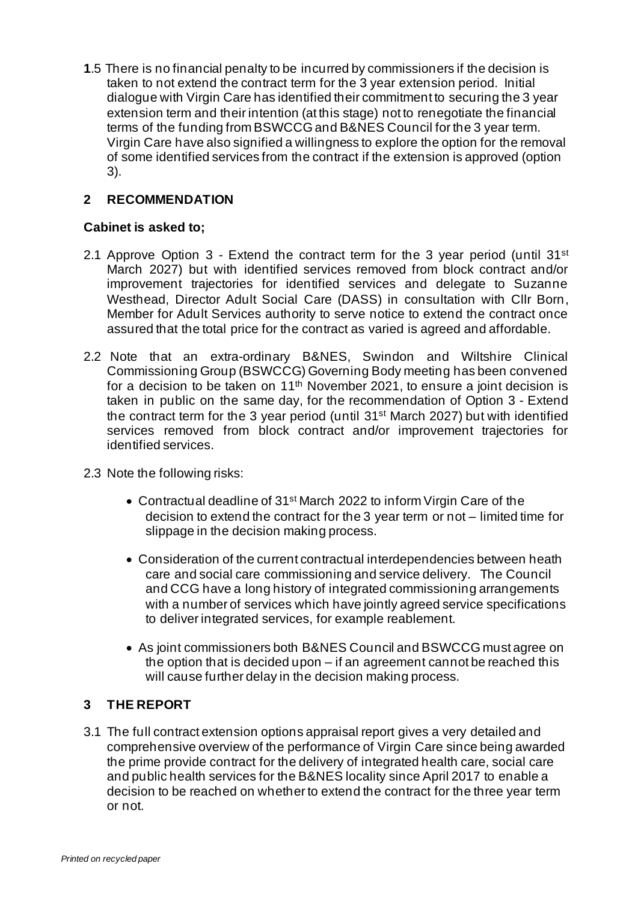**1**.5 There is no financial penalty to be incurred by commissioners if the decision is taken to not extend the contract term for the 3 year extension period. Initial dialogue with Virgin Care has identified their commitment to securing the 3 year extension term and their intention (at this stage) not to renegotiate the financial terms of the funding from BSWCCG and B&NES Council for the 3 year term. Virgin Care have also signified a willingness to explore the option for the removal of some identified services from the contract if the extension is approved (option 3).

## 2 RECOMMENDATION

### Cabinet is asked to;

2.1 Approve Option 3 - Extend the contract term for the 3 year period (until 31st March 2027) but with identified services removed from block contract and/or improvement trajectories for identified services and delegate to Suzanne Westhead, Director Adult Social Care (DASS) in consultation with Cllr Born, Member for Adult Services authority to serve notice to extend the contract once assured that the total price for the contract as varied is agreed and affordable.

2.2 Note that an extra-ordinary B&NES, Swindon and Wiltshire Clinical Commissioning Group (BSWCCG) Governing Body meeting has been convened for a decision to be taken on 11th November 2021, to ensure a joint decision is taken in public on the same day, for the recommendation of Option 3 - Extend the contract term for the 3 year period (until 31st March 2027) but with identified services removed from block contract and/or improvement trajectories for identified services.

2.3 Note the following risks:

- Contractual deadline of 31st March 2022 to inform Virgin Care of the decision to extend the contract for the 3 year term or not – limited time for slippage in the decision making process.
- Consideration of the current contractual interdependencies between heath care and social care commissioning and service delivery. The Council and CCG have a long history of integrated commissioning arrangements with a number of services which have jointly agreed service specifications to deliver integrated services, for example reablement.
- As joint commissioners both B&NES Council and BSWCCG must agree on the option that is decided upon – if an agreement cannot be reached this will cause further delay in the decision making process.

## 3 THE REPORT

3.1 The full contract extension options appraisal report gives a very detailed and comprehensive overview of the performance of Virgin Care since being awarded the prime provide contract for the delivery of integrated health care, social care and public health services for the B&NES locality since April 2017 to enable a decision to be reached on whether to extend the contract for the three year term or not.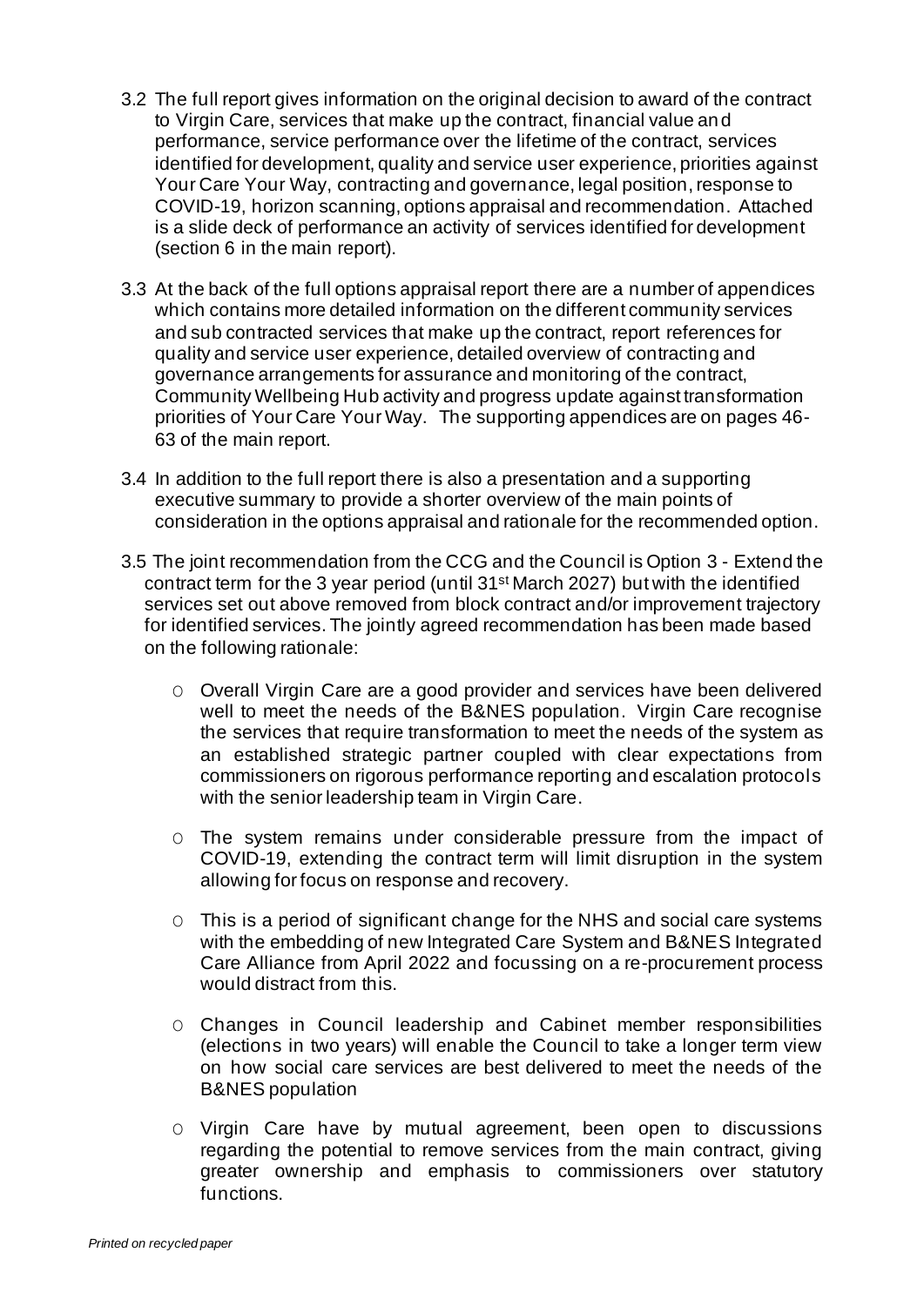3.2 The full report gives information on the original decision to award of the contract to Virgin Care, services that make up the contract, financial value and performance, service performance over the lifetime of the contract, services identified for development, quality and service user experience, priorities against Your Care Your Way, contracting and governance, legal position, response to COVID-19, horizon scanning, options appraisal and recommendation. Attached is a slide deck of performance an activity of services identified for development (section 6 in the main report).

3.3 At the back of the full options appraisal report there are a number of appendices which contains more detailed information on the different community services and sub contracted services that make up the contract, report references for quality and service user experience, detailed overview of contracting and governance arrangements for assurance and monitoring of the contract, Community Wellbeing Hub activity and progress update against transformation priorities of Your Care Your Way. The supporting appendices are on pages 46-63 of the main report.

3.4 In addition to the full report there is also a presentation and a supporting executive summary to provide a shorter overview of the main points of consideration in the options appraisal and rationale for the recommended option.

3.5 The joint recommendation from the CCG and the Council is Option 3 - Extend the contract term for the 3 year period (until 31st March 2027) but with the identified services set out above removed from block contract and/or improvement trajectory for identified services. The jointly agreed recommendation has been made based on the following rationale:

- Overall Virgin Care are a good provider and services have been delivered well to meet the needs of the B&NES population. Virgin Care recognise the services that require transformation to meet the needs of the system as an established strategic partner coupled with clear expectations from commissioners on rigorous performance reporting and escalation protocols with the senior leadership team in Virgin Care.
- The system remains under considerable pressure from the impact of COVID-19, extending the contract term will limit disruption in the system allowing for focus on response and recovery.
- This is a period of significant change for the NHS and social care systems with the embedding of new Integrated Care System and B&NES Integrated Care Alliance from April 2022 and focussing on a re-procurement process would distract from this.
- Changes in Council leadership and Cabinet member responsibilities (elections in two years) will enable the Council to take a longer term view on how social care services are best delivered to meet the needs of the B&NES population
- Virgin Care have by mutual agreement, been open to discussions regarding the potential to remove services from the main contract, giving greater ownership and emphasis to commissioners over statutory functions.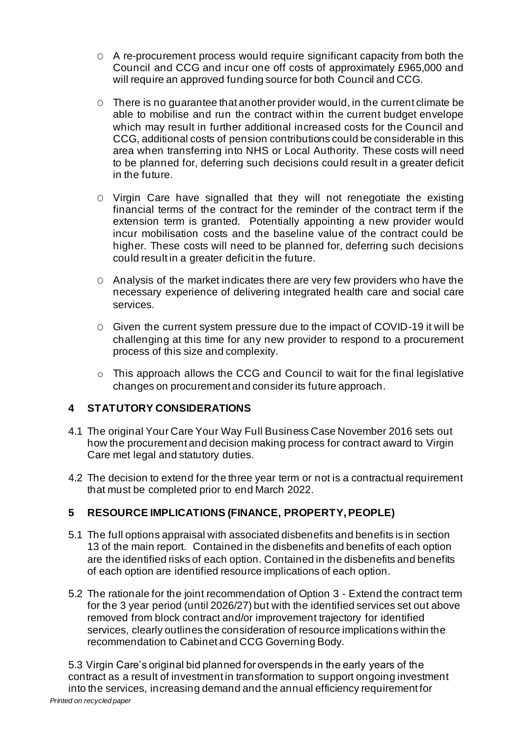- A re-procurement process would require significant capacity from both the Council and CCG and incur one off costs of approximately £965,000 and will require an approved funding source for both Council and CCG.

- There is no guarantee that another provider would, in the current climate be able to mobilise and run the contract within the current budget envelope which may result in further additional increased costs for the Council and CCG, additional costs of pension contributions could be considerable in this area when transferring into NHS or Local Authority. These costs will need to be planned for, deferring such decisions could result in a greater deficit in the future.

- Virgin Care have signalled that they will not renegotiate the existing financial terms of the contract for the reminder of the contract term if the extension term is granted. Potentially appointing a new provider would incur mobilisation costs and the baseline value of the contract could be higher. These costs will need to be planned for, deferring such decisions could result in a greater deficit in the future.

- Analysis of the market indicates there are very few providers who have the necessary experience of delivering integrated health care and social care services.

- Given the current system pressure due to the impact of COVID-19 it will be challenging at this time for any new provider to respond to a procurement process of this size and complexity.

- This approach allows the CCG and Council to wait for the final legislative changes on procurement and consider its future approach.

## 4 STATUTORY CONSIDERATIONS

4.1 The original Your Care Your Way Full Business Case November 2016 sets out how the procurement and decision making process for contract award to Virgin Care met legal and statutory duties.

4.2 The decision to extend for the three year term or not is a contractual requirement that must be completed prior to end March 2022.

## 5 RESOURCE IMPLICATIONS (FINANCE, PROPERTY, PEOPLE)

5.1 The full options appraisal with associated disbenefits and benefits is in section 13 of the main report. Contained in the disbenefits and benefits of each option are the identified risks of each option. Contained in the disbenefits and benefits of each option are identified resource implications of each option.

5.2 The rationale for the joint recommendation of Option 3 - Extend the contract term for the 3 year period (until 2026/27) but with the identified services set out above removed from block contract and/or improvement trajectory for identified services, clearly outlines the consideration of resource implications within the recommendation to Cabinet and CCG Governing Body.

5.3 Virgin Care's original bid planned for overspends in the early years of the contract as a result of investment in transformation to support ongoing investment into the services, increasing demand and the annual efficiency requirement for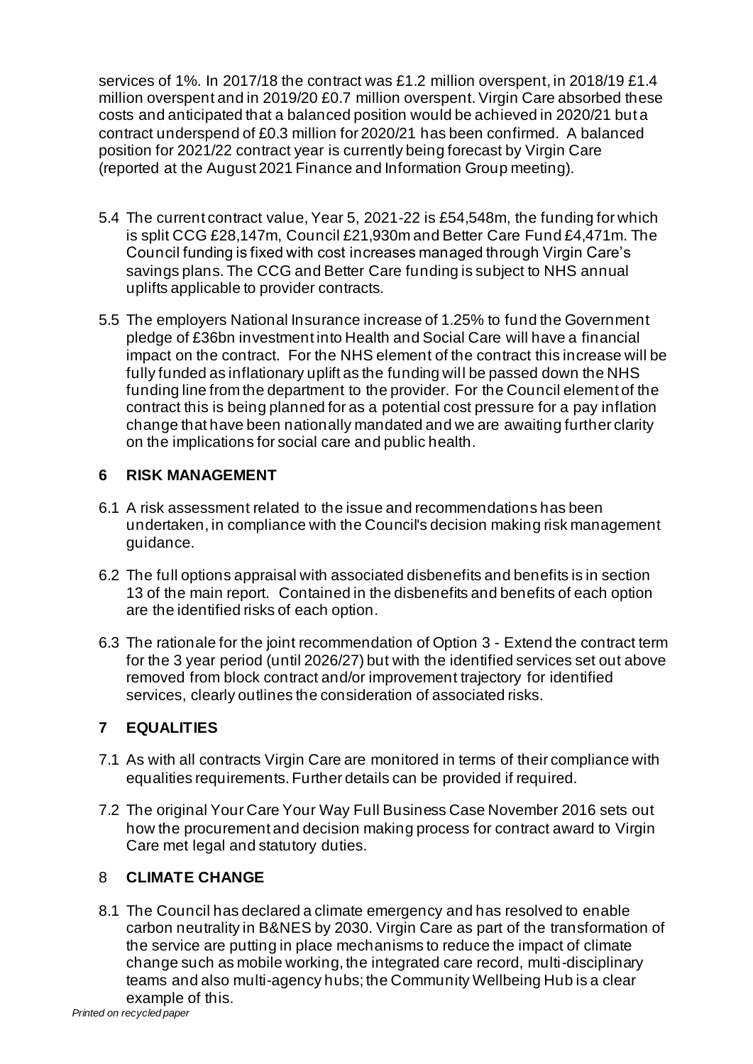services of 1%. In 2017/18 the contract was £1.2 million overspent, in 2018/19 £1.4 million overspent and in 2019/20 £0.7 million overspent. Virgin Care absorbed these costs and anticipated that a balanced position would be achieved in 2020/21 but a contract underspend of £0.3 million for 2020/21 has been confirmed. A balanced position for 2021/22 contract year is currently being forecast by Virgin Care (reported at the August 2021 Finance and Information Group meeting).

5.4 The current contract value, Year 5, 2021-22 is £54,548m, the funding for which is split CCG £28,147m, Council £21,930m and Better Care Fund £4,471m. The Council funding is fixed with cost increases managed through Virgin Care's savings plans. The CCG and Better Care funding is subject to NHS annual uplifts applicable to provider contracts.

5.5 The employers National Insurance increase of 1.25% to fund the Government pledge of £36bn investment into Health and Social Care will have a financial impact on the contract. For the NHS element of the contract this increase will be fully funded as inflationary uplift as the funding will be passed down the NHS funding line from the department to the provider. For the Council element of the contract this is being planned for as a potential cost pressure for a pay inflation change that have been nationally mandated and we are awaiting further clarity on the implications for social care and public health.

## 6 RISK MANAGEMENT

6.1 A risk assessment related to the issue and recommendations has been undertaken, in compliance with the Council's decision making risk management guidance.

6.2 The full options appraisal with associated disbenefits and benefits is in section 13 of the main report. Contained in the disbenefits and benefits of each option are the identified risks of each option.

6.3 The rationale for the joint recommendation of Option 3 - Extend the contract term for the 3 year period (until 2026/27) but with the identified services set out above removed from block contract and/or improvement trajectory for identified services, clearly outlines the consideration of associated risks.

## 7 EQUALITIES

7.1 As with all contracts Virgin Care are monitored in terms of their compliance with equalities requirements. Further details can be provided if required.

7.2 The original Your Care Your Way Full Business Case November 2016 sets out how the procurement and decision making process for contract award to Virgin Care met legal and statutory duties.

## 8 CLIMATE CHANGE

8.1 The Council has declared a climate emergency and has resolved to enable carbon neutrality in B&NES by 2030. Virgin Care as part of the transformation of the service are putting in place mechanisms to reduce the impact of climate change such as mobile working, the integrated care record, multi-disciplinary teams and also multi-agency hubs; the Community Wellbeing Hub is a clear example of this.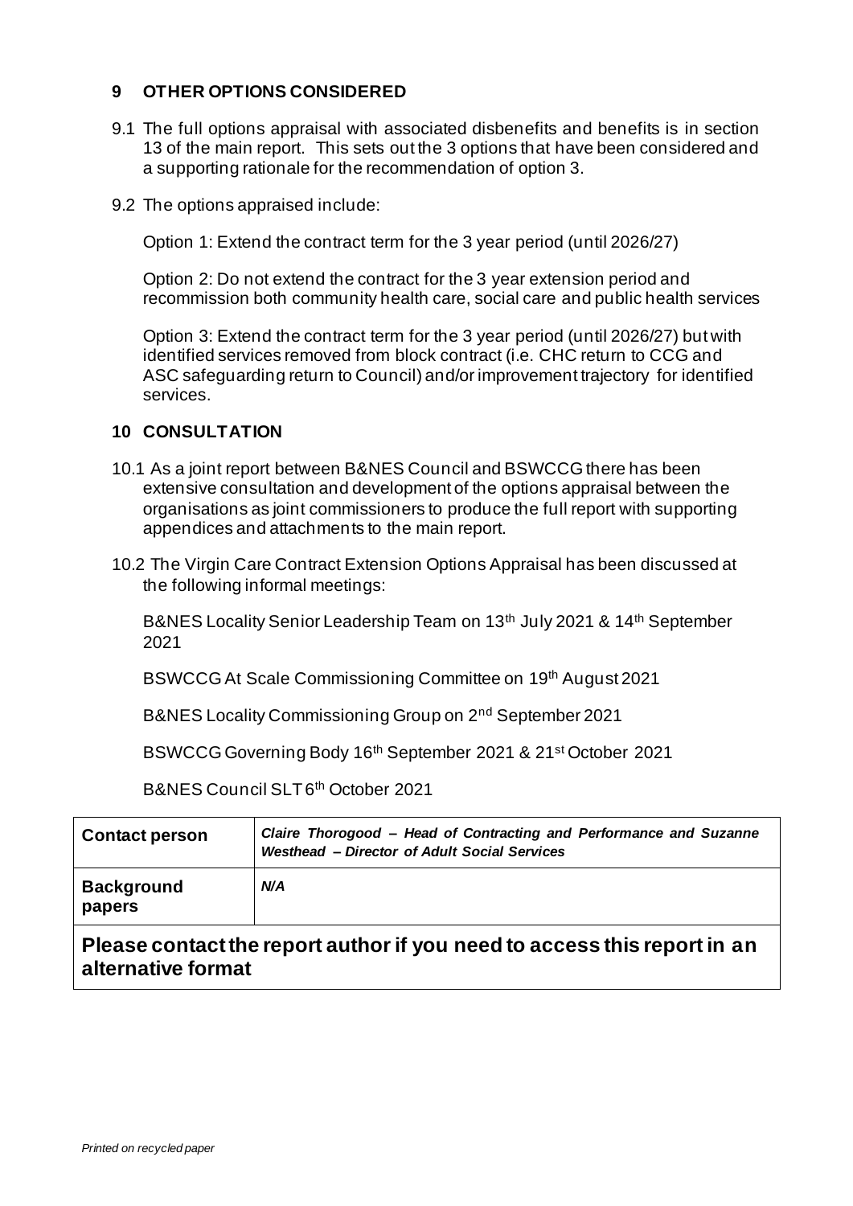## 9 OTHER OPTIONS CONSIDERED

9.1 The full options appraisal with associated disbenefits and benefits is in section 13 of the main report. This sets out the 3 options that have been considered and a supporting rationale for the recommendation of option 3.

9.2 The options appraised include:

Option 1: Extend the contract term for the 3 year period (until 2026/27)

Option 2: Do not extend the contract for the 3 year extension period and recommission both community health care, social care and public health services

Option 3: Extend the contract term for the 3 year period (until 2026/27) but with identified services removed from block contract (i.e. CHC return to CCG and ASC safeguarding return to Council) and/or improvement trajectory for identified services.

## 10 CONSULTATION

10.1 As a joint report between B&NES Council and BSWCCG there has been extensive consultation and development of the options appraisal between the organisations as joint commissioners to produce the full report with supporting appendices and attachments to the main report.

10.2 The Virgin Care Contract Extension Options Appraisal has been discussed at the following informal meetings:

B&NES Locality Senior Leadership Team on 13th July 2021 & 14th September 2021

BSWCCG At Scale Commissioning Committee on 19th August 2021

B&NES Locality Commissioning Group on 2nd September 2021

BSWCCG Governing Body 16th September 2021 & 21st October 2021

B&NES Council SLT 6th October 2021

| | |
|---|---|
| **Contact person** | ***Claire Thorogood – Head of Contracting and Performance and Suzanne Westhead – Director of Adult Social Services*** |
| **Background papers** | ***N/A*** |
| **Please contact the report author if you need to access this report in an alternative format** | |

*Printed on recycled paper*